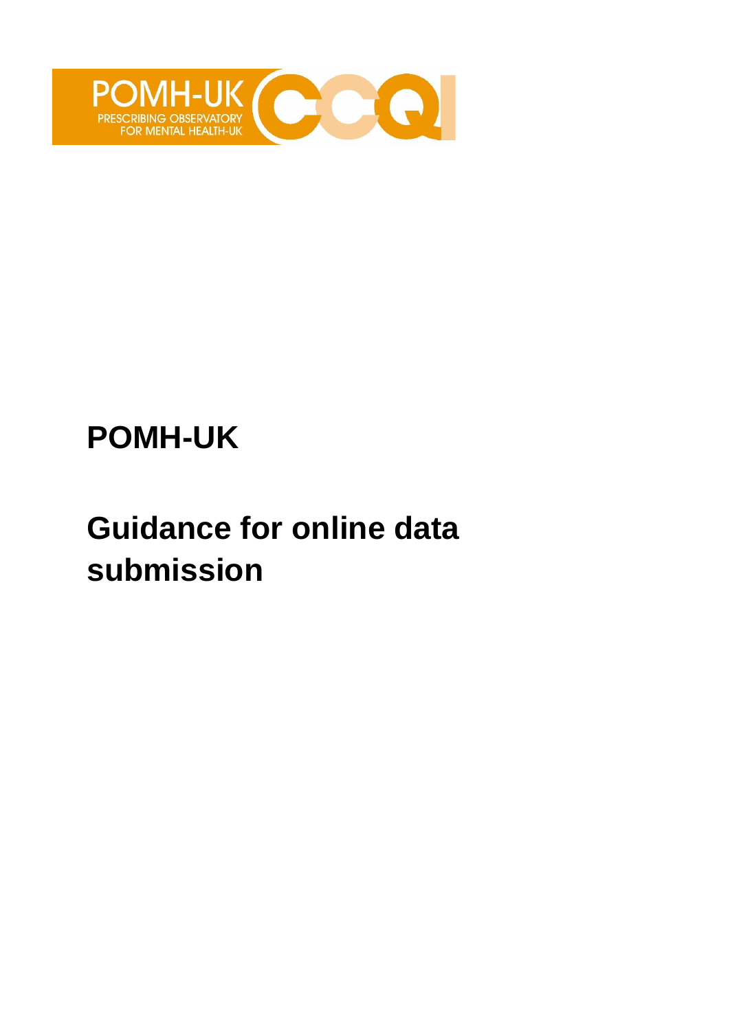POMH-UK PRESCRIBING OBSERVATORY FOR MENTAL HEALTH-UK CCQI

# POMH-UK

# Guidance for online data submission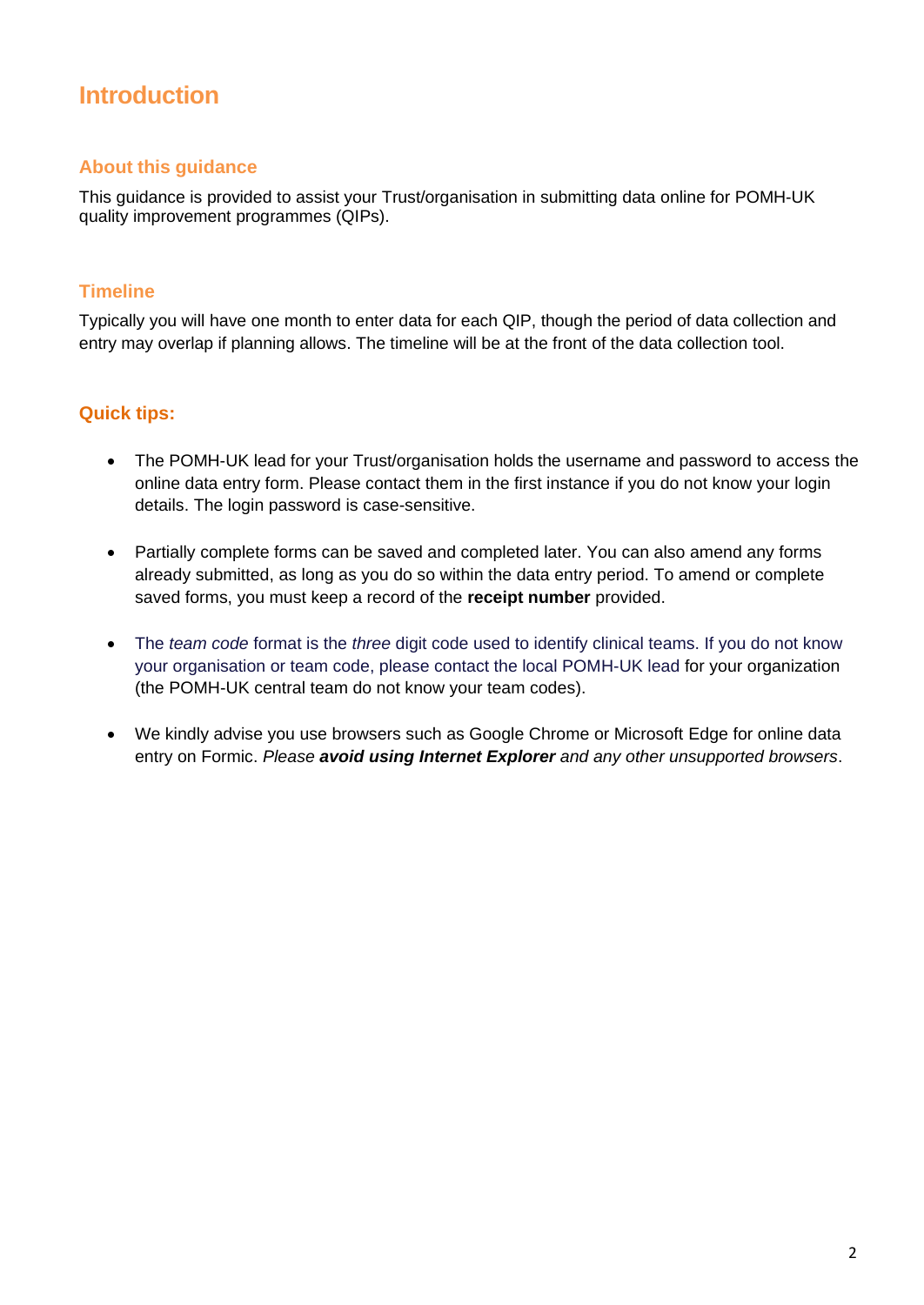# Introduction

## About this guidance

This guidance is provided to assist your Trust/organisation in submitting data online for POMH-UK quality improvement programmes (QIPs).

## Timeline

Typically you will have one month to enter data for each QIP, though the period of data collection and entry may overlap if planning allows. The timeline will be at the front of the data collection tool.

## Quick tips:

- The POMH-UK lead for your Trust/organisation holds the username and password to access the online data entry form. Please contact them in the first instance if you do not know your login details. The login password is case-sensitive.

- Partially complete forms can be saved and completed later. You can also amend any forms already submitted, as long as you do so within the data entry period. To amend or complete saved forms, you must keep a record of the **receipt number** provided.

- The *team code* format is the *three* digit code used to identify clinical teams. If you do not know your organisation or team code, please contact the local POMH-UK lead for your organization (the POMH-UK central team do not know your team codes).

- We kindly advise you use browsers such as Google Chrome or Microsoft Edge for online data entry on Formic. *Please **avoid using Internet Explorer** and any other unsupported browsers*.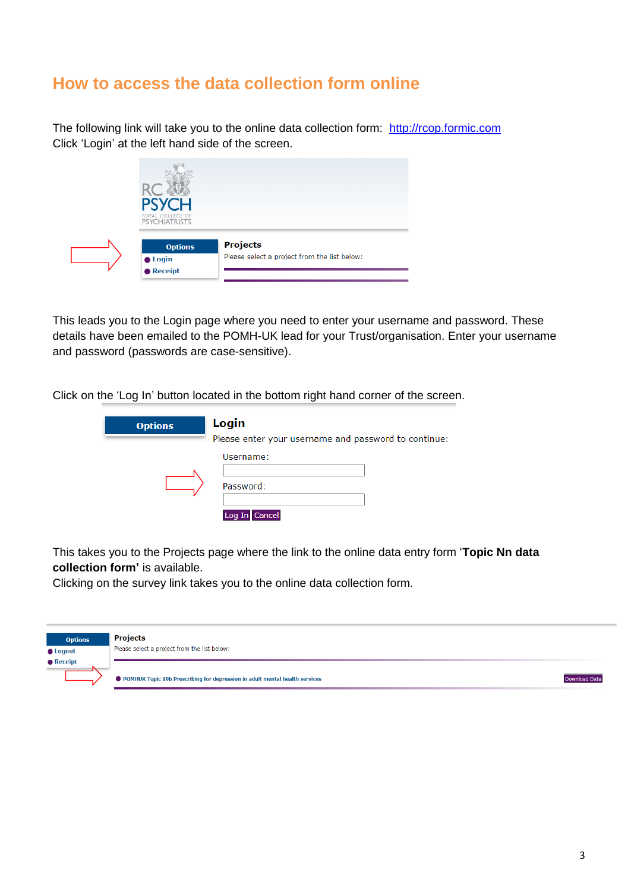## How to access the data collection form online

The following link will take you to the online data collection form: http://rcop.formic.com
Click 'Login' at the left hand side of the screen.

This leads you to the Login page where you need to enter your username and password. These details have been emailed to the POMH-UK lead for your Trust/organisation. Enter your username and password (passwords are case-sensitive).

Click on the 'Log In' button located in the bottom right hand corner of the screen.

This takes you to the Projects page where the link to the online data entry form '**Topic Nn data collection form'** is available.
Clicking on the survey link takes you to the online data collection form.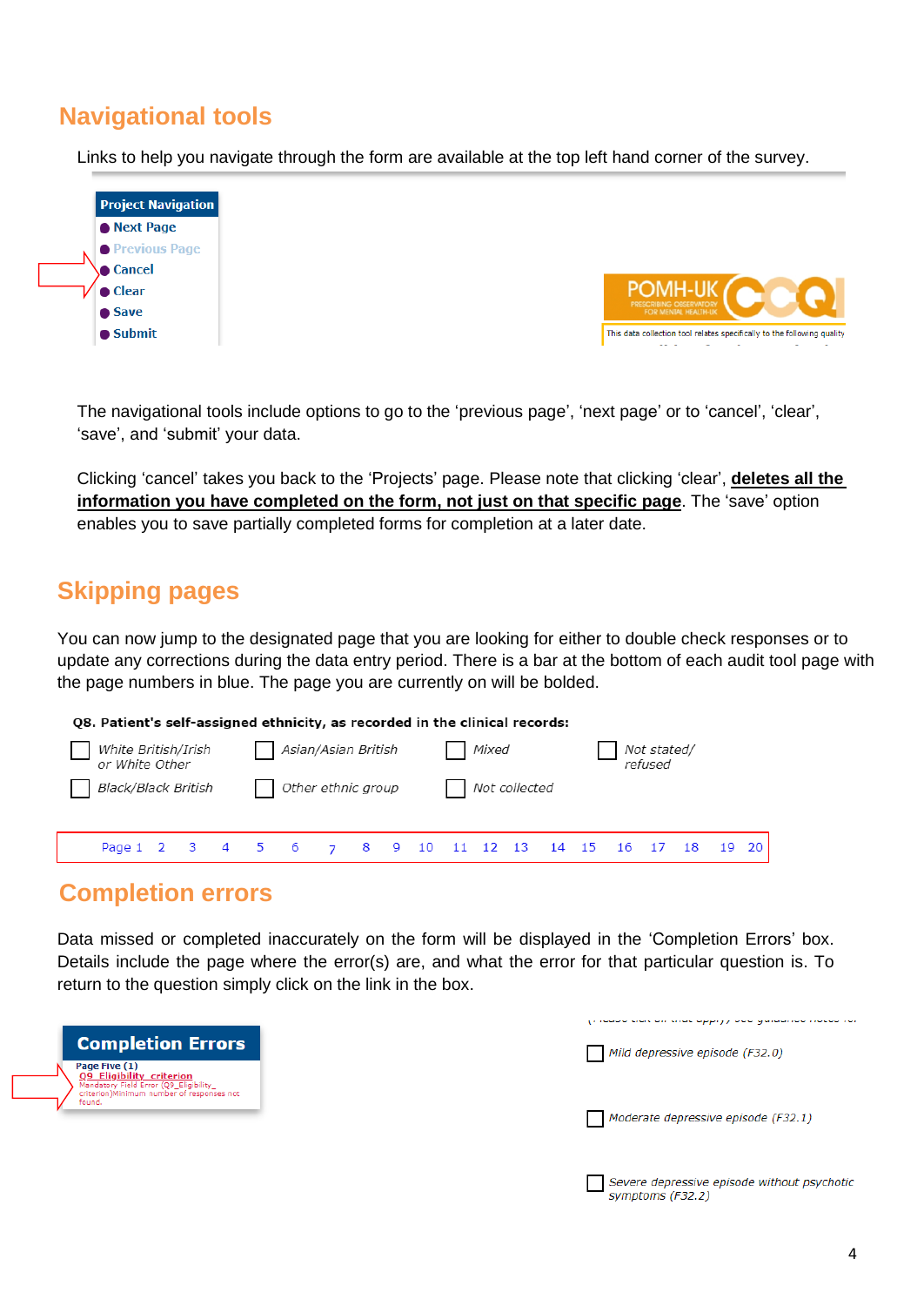## Navigational tools

Links to help you navigate through the form are available at the top left hand corner of the survey.

**Project Navigation**
- Next Page
- Previous Page
- Cancel
- Clear
- Save
- Submit

POMH-UK PRESCRIBING OBSERVATORY FOR MENTAL HEALTH-UK CCQI

This data collection tool relates specifically to the following quality

The navigational tools include options to go to the 'previous page', 'next page' or to 'cancel', 'clear', 'save', and 'submit' your data.

Clicking 'cancel' takes you back to the 'Projects' page. Please note that clicking 'clear', **deletes all the information you have completed on the form, not just on that specific page**. The 'save' option enables you to save partially completed forms for completion at a later date.

## Skipping pages

You can now jump to the designated page that you are looking for either to double check responses or to update any corrections during the data entry period. There is a bar at the bottom of each audit tool page with the page numbers in blue. The page you are currently on will be bolded.

**Q8. Patient's self-assigned ethnicity, as recorded in the clinical records:**

- *White British/Irish or White Other*
- *Asian/Asian British*
- *Mixed*
- *Not stated/ refused*
- *Black/Black British*
- *Other ethnic group*
- *Not collected*

Page 1 2 3 4 5 6 7 8 9 10 11 12 13 14 15 16 17 18 19 20

## Completion errors

Data missed or completed inaccurately on the form will be displayed in the 'Completion Errors' box. Details include the page where the error(s) are, and what the error for that particular question is. To return to the question simply click on the link in the box.

**Completion Errors**

Page Five (1)
Q9_Eligibility_criterion
Mandatory Field Error (Q9_Eligibility_criterion)Minimum number of responses not found.

(Please tick all that apply) See guidance notes for

- *Mild depressive episode (F32.0)*
- *Moderate depressive episode (F32.1)*
- *Severe depressive episode without psychotic symptoms (F32.2)*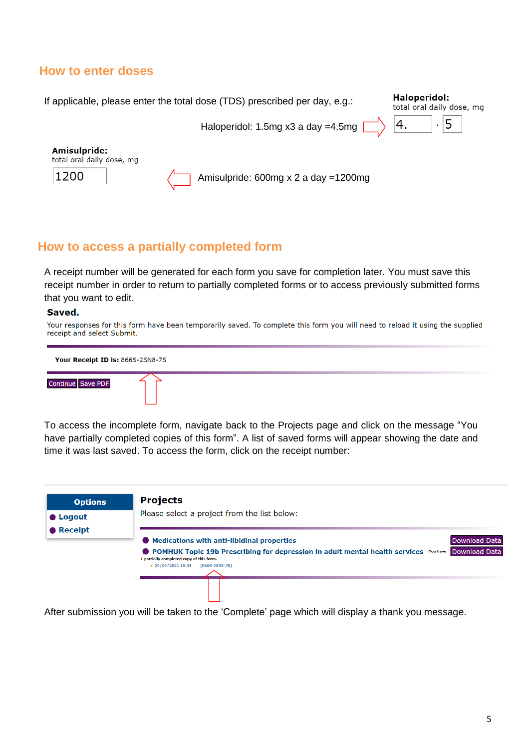## How to enter doses

If applicable, please enter the total dose (TDS) prescribed per day, e.g.:

**Haloperidol:**
total oral daily dose, mg

Haloperidol: 1.5mg x3 a day =4.5mg ⇨ 4. · 5

**Amisulpride:**
total oral daily dose, mg

1200 ⇦ Amisulpride: 600mg x 2 a day =1200mg

## How to access a partially completed form

A receipt number will be generated for each form you save for completion later. You must save this receipt number in order to return to partially completed forms or to access previously submitted forms that you want to edit.

**Saved.**

Your responses for this form have been temporarily saved. To complete this form you will need to reload it using the supplied receipt and select Submit.

**Your Receipt ID is:** 866S-2SN8-7S

Continue | Save PDF

To access the incomplete form, navigate back to the Projects page and click on the message "You have partially completed copies of this form". A list of saved forms will appear showing the date and time it was last saved. To access the form, click on the receipt number:

**Options**
- Logout
- Receipt

**Projects**

Please select a project from the list below:

- **Medications with anti-libidinal properties** — Download Data
- **POMHUK Topic 19b Prescribing for depression in adult mental health services** — You have 1 partially completed copy of this form. — Download Data
  - 29/09/2021 15:34 (866S-2SN8-7S)

After submission you will be taken to the 'Complete' page which will display a thank you message.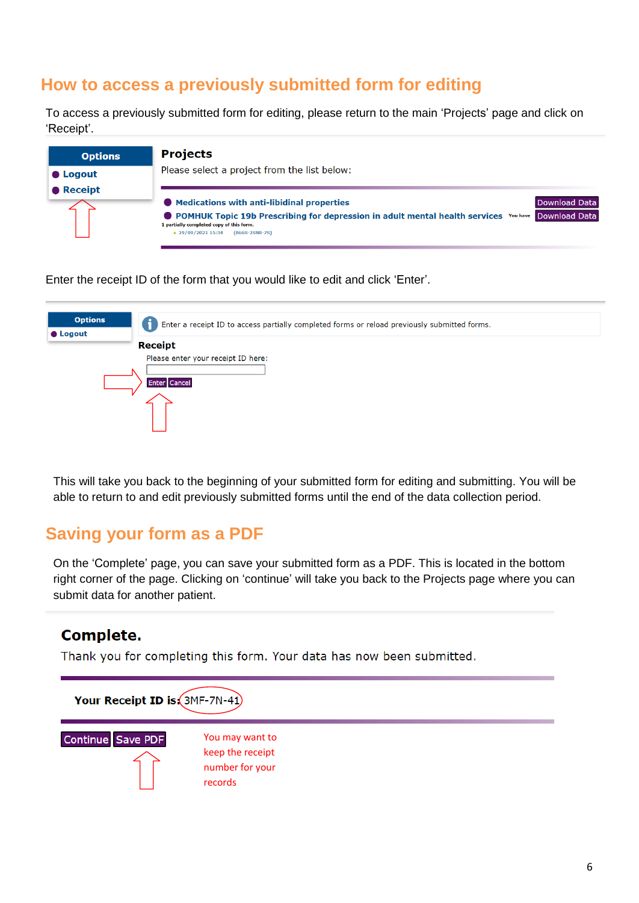## How to access a previously submitted form for editing

To access a previously submitted form for editing, please return to the main 'Projects' page and click on 'Receipt'.

**Options**

- Logout
- Receipt

**Projects**

Please select a project from the list below:

- Medications with anti-libidinal properties — Download Data
- POMHUK Topic 19b Prescribing for depression in adult mental health services — You have 1 partially completed copy of this form. — Download Data
  - 29/09/2021 15:34 (8665-2SN8-7S)

Enter the receipt ID of the form that you would like to edit and click 'Enter'.

**Options**

- Logout

Enter a receipt ID to access partially completed forms or reload previously submitted forms.

**Receipt**

Please enter your receipt ID here:

Enter | Cancel

This will take you back to the beginning of your submitted form for editing and submitting. You will be able to return to and edit previously submitted forms until the end of the data collection period.

## Saving your form as a PDF

On the 'Complete' page, you can save your submitted form as a PDF. This is located in the bottom right corner of the page. Clicking on 'continue' will take you back to the Projects page where you can submit data for another patient.

**Complete.**

Thank you for completing this form. Your data has now been submitted.

**Your Receipt ID is:** 3MF-7N-41

Continue | Save PDF

You may want to keep the receipt number for your records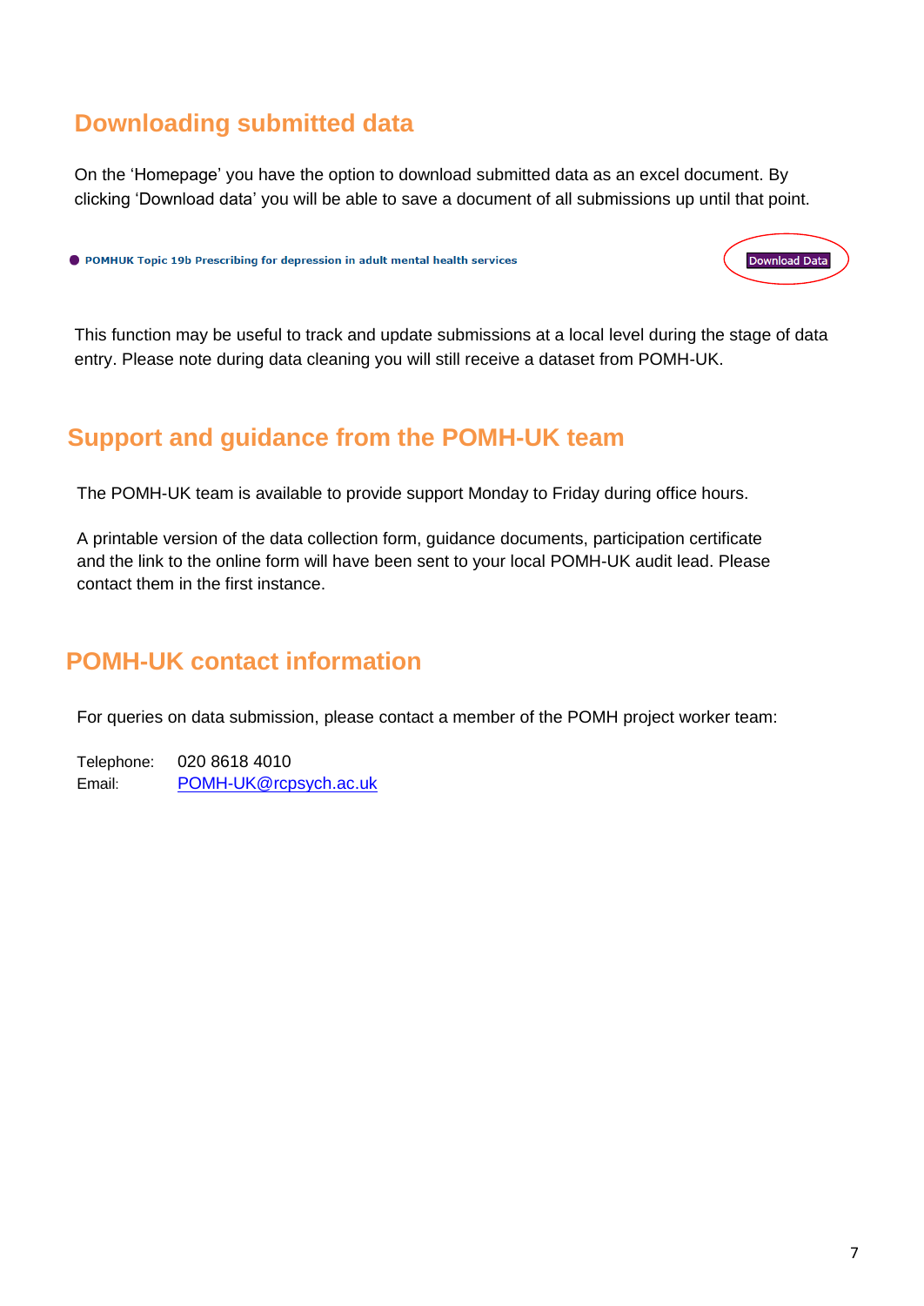## Downloading submitted data

On the 'Homepage' you have the option to download submitted data as an excel document. By clicking 'Download data' you will be able to save a document of all submissions up until that point.

● POMHUK Topic 19b Prescribing for depression in adult mental health services

Download Data

This function may be useful to track and update submissions at a local level during the stage of data entry. Please note during data cleaning you will still receive a dataset from POMH-UK.

## Support and guidance from the POMH-UK team

The POMH-UK team is available to provide support Monday to Friday during office hours.

A printable version of the data collection form, guidance documents, participation certificate and the link to the online form will have been sent to your local POMH-UK audit lead. Please contact them in the first instance.

## POMH-UK contact information

For queries on data submission, please contact a member of the POMH project worker team:

Telephone: 020 8618 4010
Email: POMH-UK@rcpsych.ac.uk